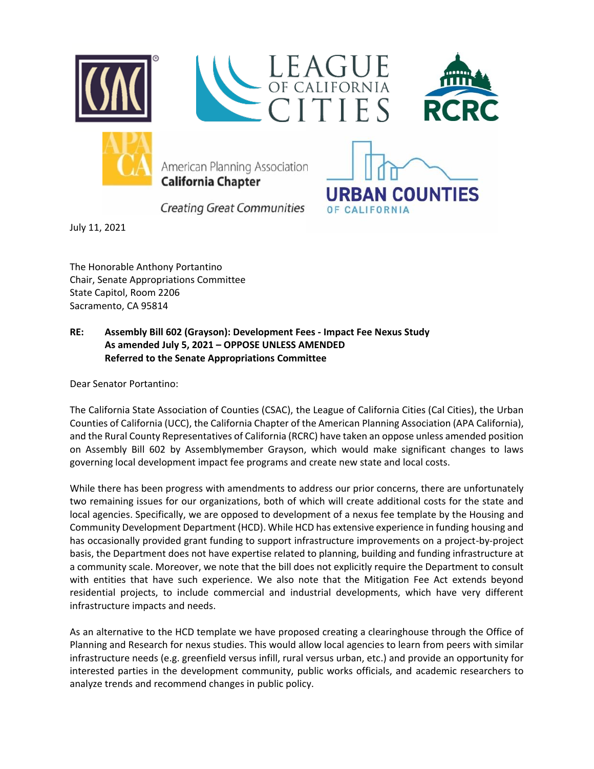July 11, 2021

The Honorable Anthony Portantino
Chair, Senate Appropriations Committee
State Capitol, Room 2206
Sacramento, CA 95814

**RE: Assembly Bill 602 (Grayson): Development Fees - Impact Fee Nexus Study**
**As amended July 5, 2021 – OPPOSE UNLESS AMENDED**
**Referred to the Senate Appropriations Committee**

Dear Senator Portantino:

The California State Association of Counties (CSAC), the League of California Cities (Cal Cities), the Urban Counties of California (UCC), the California Chapter of the American Planning Association (APA California), and the Rural County Representatives of California (RCRC) have taken an oppose unless amended position on Assembly Bill 602 by Assemblymember Grayson, which would make significant changes to laws governing local development impact fee programs and create new state and local costs.

While there has been progress with amendments to address our prior concerns, there are unfortunately two remaining issues for our organizations, both of which will create additional costs for the state and local agencies. Specifically, we are opposed to development of a nexus fee template by the Housing and Community Development Department (HCD). While HCD has extensive experience in funding housing and has occasionally provided grant funding to support infrastructure improvements on a project-by-project basis, the Department does not have expertise related to planning, building and funding infrastructure at a community scale. Moreover, we note that the bill does not explicitly require the Department to consult with entities that have such experience. We also note that the Mitigation Fee Act extends beyond residential projects, to include commercial and industrial developments, which have very different infrastructure impacts and needs.

As an alternative to the HCD template we have proposed creating a clearinghouse through the Office of Planning and Research for nexus studies. This would allow local agencies to learn from peers with similar infrastructure needs (e.g. greenfield versus infill, rural versus urban, etc.) and provide an opportunity for interested parties in the development community, public works officials, and academic researchers to analyze trends and recommend changes in public policy.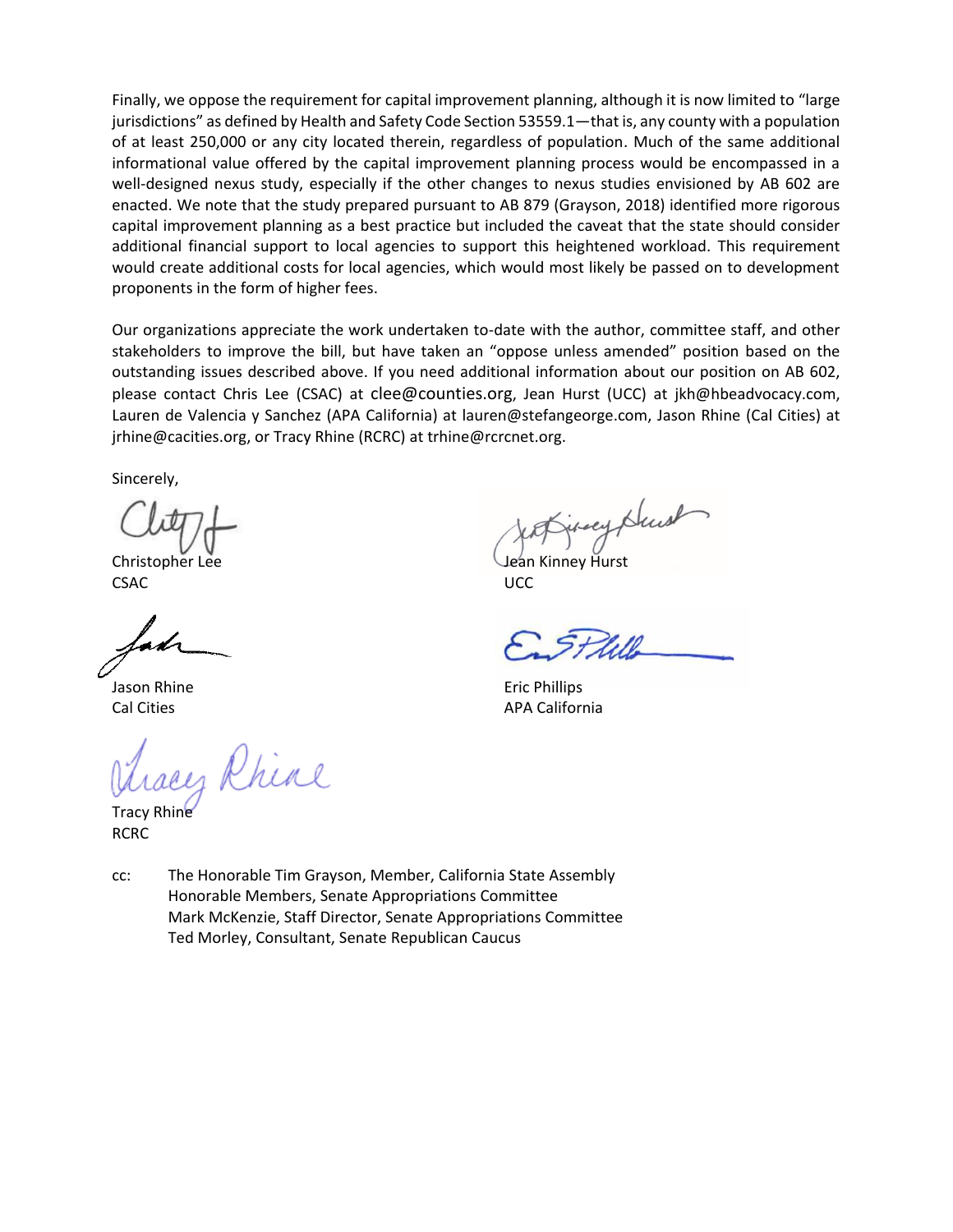Finally, we oppose the requirement for capital improvement planning, although it is now limited to "large jurisdictions" as defined by Health and Safety Code Section 53559.1—that is, any county with a population of at least 250,000 or any city located therein, regardless of population. Much of the same additional informational value offered by the capital improvement planning process would be encompassed in a well-designed nexus study, especially if the other changes to nexus studies envisioned by AB 602 are enacted. We note that the study prepared pursuant to AB 879 (Grayson, 2018) identified more rigorous capital improvement planning as a best practice but included the caveat that the state should consider additional financial support to local agencies to support this heightened workload. This requirement would create additional costs for local agencies, which would most likely be passed on to development proponents in the form of higher fees.

Our organizations appreciate the work undertaken to-date with the author, committee staff, and other stakeholders to improve the bill, but have taken an "oppose unless amended" position based on the outstanding issues described above. If you need additional information about our position on AB 602, please contact Chris Lee (CSAC) at clee@counties.org, Jean Hurst (UCC) at jkh@hbeadvocacy.com, Lauren de Valencia y Sanchez (APA California) at lauren@stefangeorge.com, Jason Rhine (Cal Cities) at jrhine@cacities.org, or Tracy Rhine (RCRC) at trhine@rcrcnet.org.

Sincerely,

Christopher Lee
CSAC

Jean Kinney Hurst
UCC

Jason Rhine
Cal Cities

Eric Phillips
APA California

Tracy Rhine
RCRC

cc: The Honorable Tim Grayson, Member, California State Assembly
Honorable Members, Senate Appropriations Committee
Mark McKenzie, Staff Director, Senate Appropriations Committee
Ted Morley, Consultant, Senate Republican Caucus